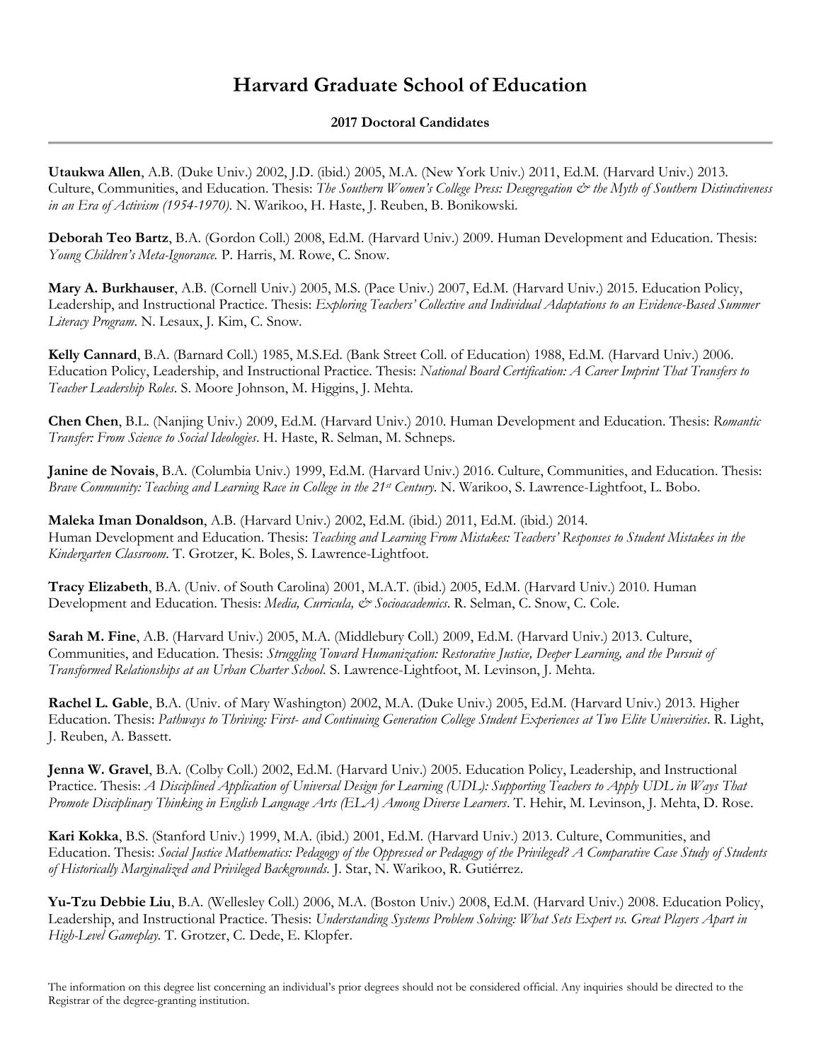# Harvard Graduate School of Education

**2017 Doctoral Candidates**

---

**Utaukwa Allen**, A.B. (Duke Univ.) 2002, J.D. (ibid.) 2005, M.A. (New York Univ.) 2011, Ed.M. (Harvard Univ.) 2013. Culture, Communities, and Education. Thesis: *The Southern Women's College Press: Desegregation & the Myth of Southern Distinctiveness in an Era of Activism (1954-1970)*. N. Warikoo, H. Haste, J. Reuben, B. Bonikowski.

**Deborah Teo Bartz**, B.A. (Gordon Coll.) 2008, Ed.M. (Harvard Univ.) 2009. Human Development and Education. Thesis: *Young Children's Meta-Ignorance.* P. Harris, M. Rowe, C. Snow.

**Mary A. Burkhauser**, A.B. (Cornell Univ.) 2005, M.S. (Pace Univ.) 2007, Ed.M. (Harvard Univ.) 2015. Education Policy, Leadership, and Instructional Practice. Thesis: *Exploring Teachers' Collective and Individual Adaptations to an Evidence-Based Summer Literacy Program*. N. Lesaux, J. Kim, C. Snow.

**Kelly Cannard**, B.A. (Barnard Coll.) 1985, M.S.Ed. (Bank Street Coll. of Education) 1988, Ed.M. (Harvard Univ.) 2006. Education Policy, Leadership, and Instructional Practice. Thesis: *National Board Certification: A Career Imprint That Transfers to Teacher Leadership Roles*. S. Moore Johnson, M. Higgins, J. Mehta.

**Chen Chen**, B.L. (Nanjing Univ.) 2009, Ed.M. (Harvard Univ.) 2010. Human Development and Education. Thesis: *Romantic Transfer: From Science to Social Ideologies*. H. Haste, R. Selman, M. Schneps.

**Janine de Novais**, B.A. (Columbia Univ.) 1999, Ed.M. (Harvard Univ.) 2016. Culture, Communities, and Education. Thesis: *Brave Community: Teaching and Learning Race in College in the 21st Century*. N. Warikoo, S. Lawrence-Lightfoot, L. Bobo.

**Maleka Iman Donaldson**, A.B. (Harvard Univ.) 2002, Ed.M. (ibid.) 2011, Ed.M. (ibid.) 2014. Human Development and Education. Thesis: *Teaching and Learning From Mistakes: Teachers' Responses to Student Mistakes in the Kindergarten Classroom*. T. Grotzer, K. Boles, S. Lawrence-Lightfoot.

**Tracy Elizabeth**, B.A. (Univ. of South Carolina) 2001, M.A.T. (ibid.) 2005, Ed.M. (Harvard Univ.) 2010. Human Development and Education. Thesis: *Media, Curricula, & Socioacademics*. R. Selman, C. Snow, C. Cole.

**Sarah M. Fine**, A.B. (Harvard Univ.) 2005, M.A. (Middlebury Coll.) 2009, Ed.M. (Harvard Univ.) 2013. Culture, Communities, and Education. Thesis: *Struggling Toward Humanization: Restorative Justice, Deeper Learning, and the Pursuit of Transformed Relationships at an Urban Charter School*. S. Lawrence-Lightfoot, M. Levinson, J. Mehta.

**Rachel L. Gable**, B.A. (Univ. of Mary Washington) 2002, M.A. (Duke Univ.) 2005, Ed.M. (Harvard Univ.) 2013. Higher Education. Thesis: *Pathways to Thriving: First- and Continuing Generation College Student Experiences at Two Elite Universities*. R. Light, J. Reuben, A. Bassett.

**Jenna W. Gravel**, B.A. (Colby Coll.) 2002, Ed.M. (Harvard Univ.) 2005. Education Policy, Leadership, and Instructional Practice. Thesis: *A Disciplined Application of Universal Design for Learning (UDL): Supporting Teachers to Apply UDL in Ways That Promote Disciplinary Thinking in English Language Arts (ELA) Among Diverse Learners*. T. Hehir, M. Levinson, J. Mehta, D. Rose.

**Kari Kokka**, B.S. (Stanford Univ.) 1999, M.A. (ibid.) 2001, Ed.M. (Harvard Univ.) 2013. Culture, Communities, and Education. Thesis: *Social Justice Mathematics: Pedagogy of the Oppressed or Pedagogy of the Privileged? A Comparative Case Study of Students of Historically Marginalized and Privileged Backgrounds.* J. Star, N. Warikoo, R. Gutiérrez.

**Yu-Tzu Debbie Liu**, B.A. (Wellesley Coll.) 2006, M.A. (Boston Univ.) 2008, Ed.M. (Harvard Univ.) 2008. Education Policy, Leadership, and Instructional Practice. Thesis: *Understanding Systems Problem Solving: What Sets Expert vs. Great Players Apart in High-Level Gameplay.* T. Grotzer, C. Dede, E. Klopfer.

The information on this degree list concerning an individual's prior degrees should not be considered official. Any inquiries should be directed to the Registrar of the degree-granting institution.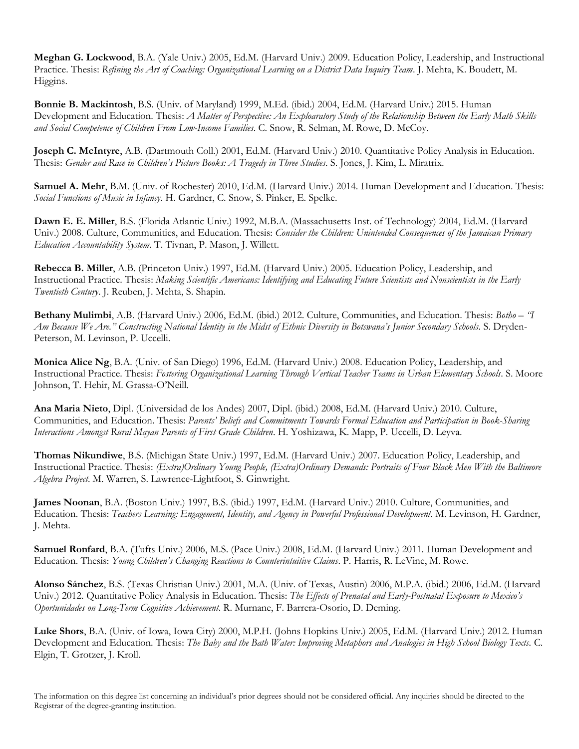**Meghan G. Lockwood**, B.A. (Yale Univ.) 2005, Ed.M. (Harvard Univ.) 2009. Education Policy, Leadership, and Instructional Practice. Thesis: *Refining the Art of Coaching: Organizational Learning on a District Data Inquiry Team*. J. Mehta, K. Boudett, M. Higgins.

**Bonnie B. Mackintosh**, B.S. (Univ. of Maryland) 1999, M.Ed. (ibid.) 2004, Ed.M. (Harvard Univ.) 2015. Human Development and Education. Thesis: *A Matter of Perspective: An Exploaratory Study of the Relationship Between the Early Math Skills and Social Competence of Children From Low-Income Families*. C. Snow, R. Selman, M. Rowe, D. McCoy.

**Joseph C. McIntyre**, A.B. (Dartmouth Coll.) 2001, Ed.M. (Harvard Univ.) 2010. Quantitative Policy Analysis in Education. Thesis: *Gender and Race in Children's Picture Books: A Tragedy in Three Studies*. S. Jones, J. Kim, L. Miratrix.

**Samuel A. Mehr**, B.M. (Univ. of Rochester) 2010, Ed.M. (Harvard Univ.) 2014. Human Development and Education. Thesis: *Social Functions of Music in Infancy*. H. Gardner, C. Snow, S. Pinker, E. Spelke.

**Dawn E. E. Miller**, B.S. (Florida Atlantic Univ.) 1992, M.B.A. (Massachusetts Inst. of Technology) 2004, Ed.M. (Harvard Univ.) 2008. Culture, Communities, and Education. Thesis: *Consider the Children: Unintended Consequences of the Jamaican Primary Education Accountability System*. T. Tivnan, P. Mason, J. Willett.

**Rebecca B. Miller**, A.B. (Princeton Univ.) 1997, Ed.M. (Harvard Univ.) 2005. Education Policy, Leadership, and Instructional Practice. Thesis: *Making Scientific Americans: Identifying and Educating Future Scientists and Nonscientists in the Early Twentieth Century*. J. Reuben, J. Mehta, S. Shapin.

**Bethany Mulimbi**, A.B. (Harvard Univ.) 2006, Ed.M. (ibid.) 2012. Culture, Communities, and Education. Thesis: *Botho – "I Am Because We Are." Constructing National Identity in the Midst of Ethnic Diversity in Botswana's Junior Secondary Schools*. S. Dryden-Peterson, M. Levinson, P. Uccelli.

**Monica Alice Ng**, B.A. (Univ. of San Diego) 1996, Ed.M. (Harvard Univ.) 2008. Education Policy, Leadership, and Instructional Practice. Thesis: *Fostering Organizational Learning Through Vertical Teacher Teams in Urban Elementary Schools*. S. Moore Johnson, T. Hehir, M. Grassa-O'Neill.

**Ana Maria Nieto**, Dipl. (Universidad de los Andes) 2007, Dipl. (ibid.) 2008, Ed.M. (Harvard Univ.) 2010. Culture, Communities, and Education. Thesis: *Parents' Beliefs and Commitments Towards Formal Education and Participation in Book-Sharing Interactions Amongst Rural Mayan Parents of First Grade Children*. H. Yoshizawa, K. Mapp, P. Uccelli, D. Leyva.

**Thomas Nikundiwe**, B.S. (Michigan State Univ.) 1997, Ed.M. (Harvard Univ.) 2007. Education Policy, Leadership, and Instructional Practice. Thesis: *(Extra)Ordinary Young People, (Extra)Ordinary Demands: Portraits of Four Black Men With the Baltimore Algebra Project*. M. Warren, S. Lawrence-Lightfoot, S. Ginwright.

**James Noonan**, B.A. (Boston Univ.) 1997, B.S. (ibid.) 1997, Ed.M. (Harvard Univ.) 2010. Culture, Communities, and Education. Thesis: *Teachers Learning: Engagement, Identity, and Agency in Powerful Professional Development.* M. Levinson, H. Gardner, J. Mehta.

**Samuel Ronfard**, B.A. (Tufts Univ.) 2006, M.S. (Pace Univ.) 2008, Ed.M. (Harvard Univ.) 2011. Human Development and Education. Thesis: *Young Children's Changing Reactions to Counterintuitive Claims*. P. Harris, R. LeVine, M. Rowe.

**Alonso Sánchez**, B.S. (Texas Christian Univ.) 2001, M.A. (Univ. of Texas, Austin) 2006, M.P.A. (ibid.) 2006, Ed.M. (Harvard Univ.) 2012. Quantitative Policy Analysis in Education. Thesis: *The Effects of Prenatal and Early-Postnatal Exposure to Mexico's Oportunidades on Long-Term Cognitive Achievement*. R. Murnane, F. Barrera-Osorio, D. Deming.

**Luke Shors**, B.A. (Univ. of Iowa, Iowa City) 2000, M.P.H. (Johns Hopkins Univ.) 2005, Ed.M. (Harvard Univ.) 2012. Human Development and Education. Thesis: *The Baby and the Bath Water: Improving Metaphors and Analogies in High School Biology Texts*. C. Elgin, T. Grotzer, J. Kroll.

The information on this degree list concerning an individual's prior degrees should not be considered official. Any inquiries should be directed to the Registrar of the degree-granting institution.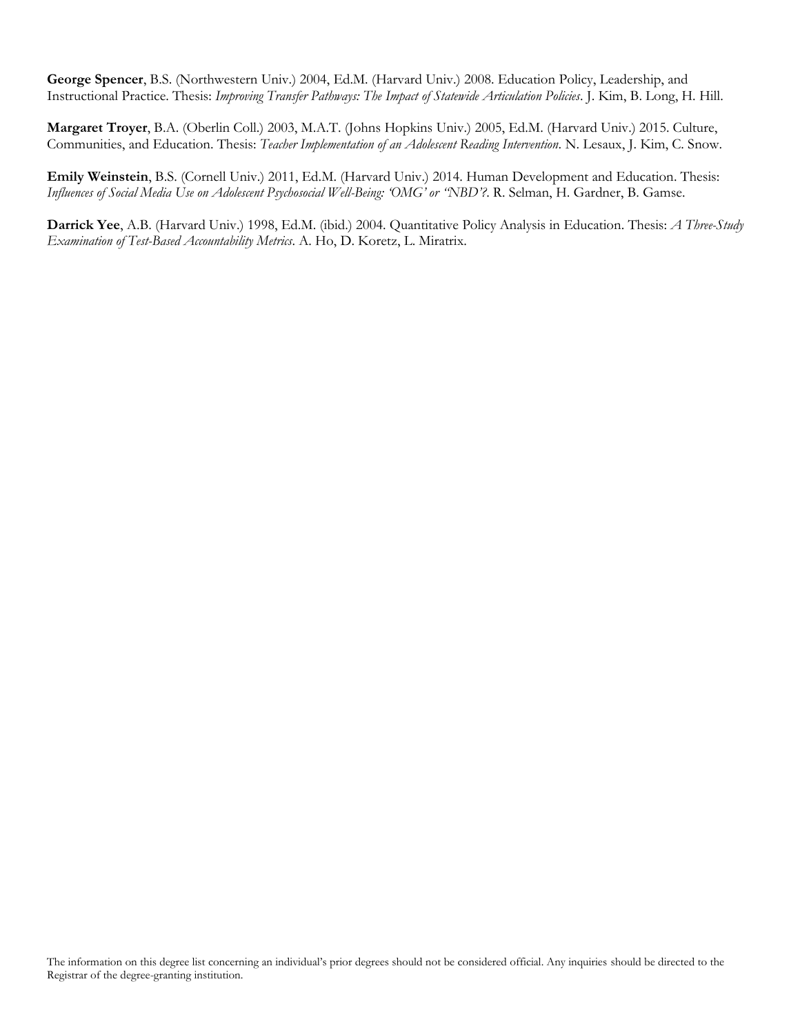**George Spencer**, B.S. (Northwestern Univ.) 2004, Ed.M. (Harvard Univ.) 2008. Education Policy, Leadership, and Instructional Practice. Thesis: *Improving Transfer Pathways: The Impact of Statewide Articulation Policies*. J. Kim, B. Long, H. Hill.

**Margaret Troyer**, B.A. (Oberlin Coll.) 2003, M.A.T. (Johns Hopkins Univ.) 2005, Ed.M. (Harvard Univ.) 2015. Culture, Communities, and Education. Thesis: *Teacher Implementation of an Adolescent Reading Intervention*. N. Lesaux, J. Kim, C. Snow.

**Emily Weinstein**, B.S. (Cornell Univ.) 2011, Ed.M. (Harvard Univ.) 2014. Human Development and Education. Thesis: *Influences of Social Media Use on Adolescent Psychosocial Well-Being: 'OMG' or "NBD'?*. R. Selman, H. Gardner, B. Gamse.

**Darrick Yee**, A.B. (Harvard Univ.) 1998, Ed.M. (ibid.) 2004. Quantitative Policy Analysis in Education. Thesis: *A Three-Study Examination of Test-Based Accountability Metrics*. A. Ho, D. Koretz, L. Miratrix.

The information on this degree list concerning an individual's prior degrees should not be considered official. Any inquiries should be directed to the Registrar of the degree-granting institution.